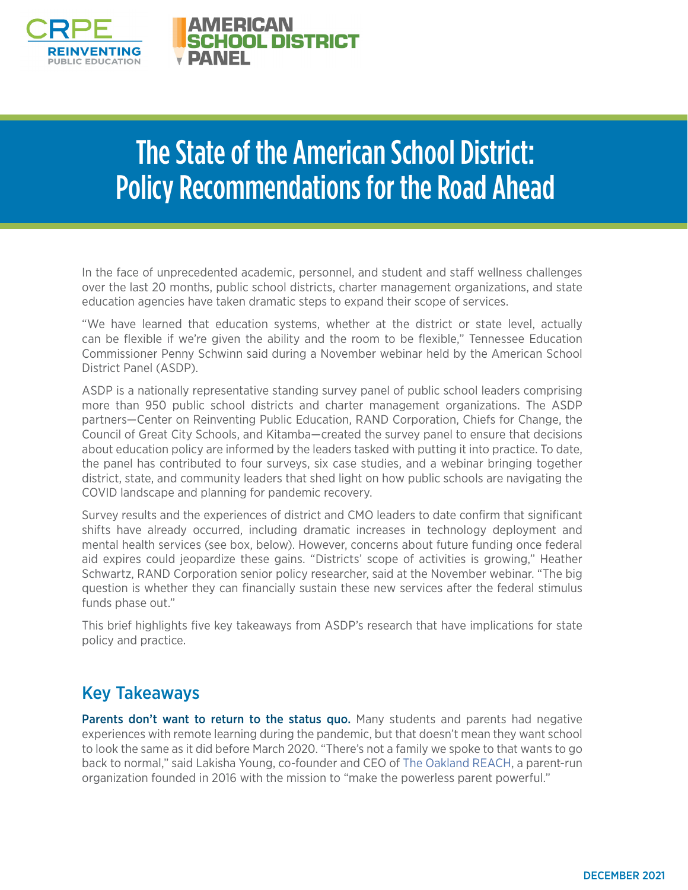CRPE REINVENTING PUBLIC EDUCATION

AMERICAN SCHOOL DISTRICT PANEL

# The State of the American School District: Policy Recommendations for the Road Ahead

In the face of unprecedented academic, personnel, and student and staff wellness challenges over the last 20 months, public school districts, charter management organizations, and state education agencies have taken dramatic steps to expand their scope of services.

"We have learned that education systems, whether at the district or state level, actually can be flexible if we're given the ability and the room to be flexible," Tennessee Education Commissioner Penny Schwinn said during a November webinar held by the American School District Panel (ASDP).

ASDP is a nationally representative standing survey panel of public school leaders comprising more than 950 public school districts and charter management organizations. The ASDP partners—Center on Reinventing Public Education, RAND Corporation, Chiefs for Change, the Council of Great City Schools, and Kitamba—created the survey panel to ensure that decisions about education policy are informed by the leaders tasked with putting it into practice. To date, the panel has contributed to four surveys, six case studies, and a webinar bringing together district, state, and community leaders that shed light on how public schools are navigating the COVID landscape and planning for pandemic recovery.

Survey results and the experiences of district and CMO leaders to date confirm that significant shifts have already occurred, including dramatic increases in technology deployment and mental health services (see box, below). However, concerns about future funding once federal aid expires could jeopardize these gains. "Districts' scope of activities is growing," Heather Schwartz, RAND Corporation senior policy researcher, said at the November webinar. "The big question is whether they can financially sustain these new services after the federal stimulus funds phase out."

This brief highlights five key takeaways from ASDP's research that have implications for state policy and practice.

## Key Takeaways

**Parents don't want to return to the status quo.** Many students and parents had negative experiences with remote learning during the pandemic, but that doesn't mean they want school to look the same as it did before March 2020. "There's not a family we spoke to that wants to go back to normal," said Lakisha Young, co-founder and CEO of The Oakland REACH, a parent-run organization founded in 2016 with the mission to "make the powerless parent powerful."

DECEMBER 2021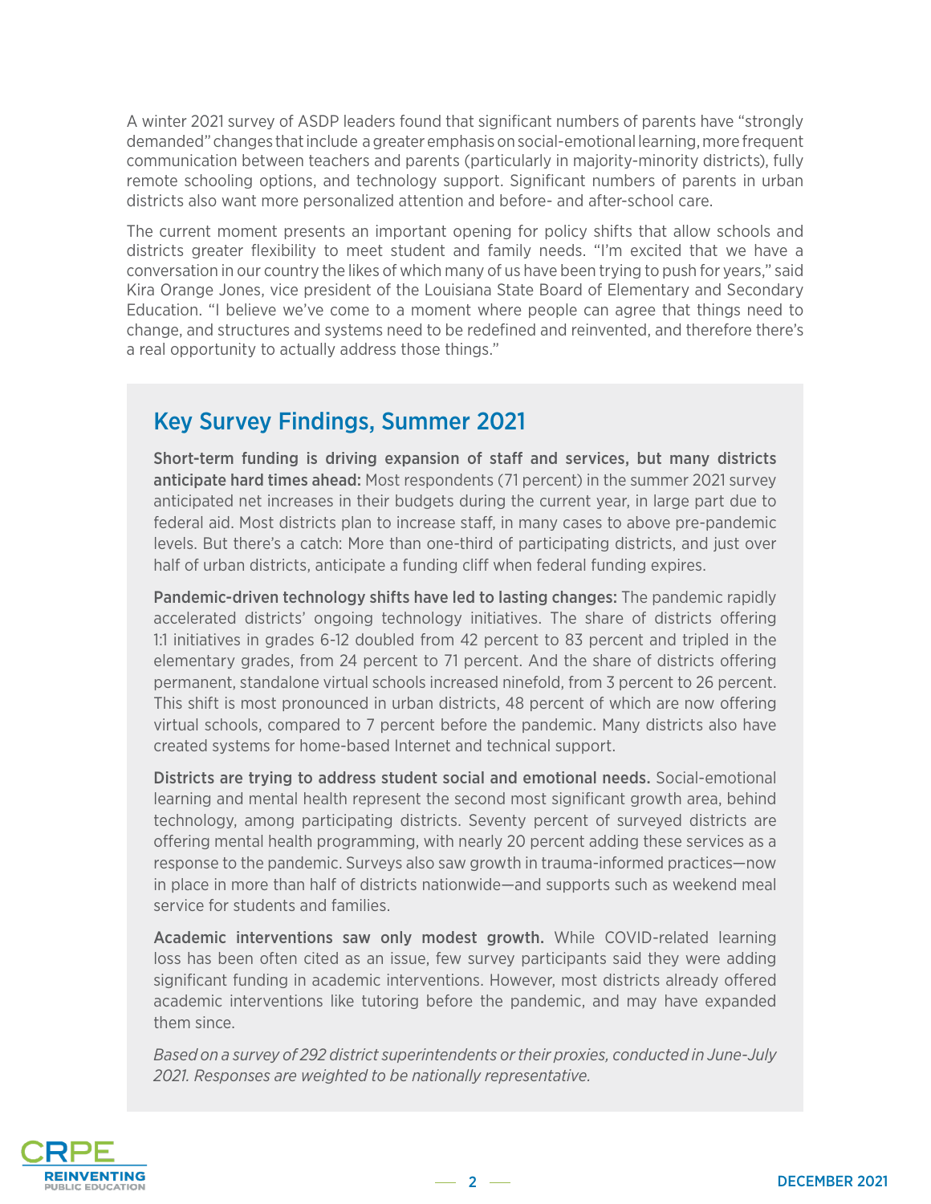A winter 2021 survey of ASDP leaders found that significant numbers of parents have "strongly demanded" changes that include a greater emphasis on social-emotional learning, more frequent communication between teachers and parents (particularly in majority-minority districts), fully remote schooling options, and technology support. Significant numbers of parents in urban districts also want more personalized attention and before- and after-school care.

The current moment presents an important opening for policy shifts that allow schools and districts greater flexibility to meet student and family needs. "I'm excited that we have a conversation in our country the likes of which many of us have been trying to push for years," said Kira Orange Jones, vice president of the Louisiana State Board of Elementary and Secondary Education. "I believe we've come to a moment where people can agree that things need to change, and structures and systems need to be redefined and reinvented, and therefore there's a real opportunity to actually address those things."

## Key Survey Findings, Summer 2021

**Short-term funding is driving expansion of staff and services, but many districts anticipate hard times ahead:** Most respondents (71 percent) in the summer 2021 survey anticipated net increases in their budgets during the current year, in large part due to federal aid. Most districts plan to increase staff, in many cases to above pre-pandemic levels. But there's a catch: More than one-third of participating districts, and just over half of urban districts, anticipate a funding cliff when federal funding expires.

**Pandemic-driven technology shifts have led to lasting changes:** The pandemic rapidly accelerated districts' ongoing technology initiatives. The share of districts offering 1:1 initiatives in grades 6-12 doubled from 42 percent to 83 percent and tripled in the elementary grades, from 24 percent to 71 percent. And the share of districts offering permanent, standalone virtual schools increased ninefold, from 3 percent to 26 percent. This shift is most pronounced in urban districts, 48 percent of which are now offering virtual schools, compared to 7 percent before the pandemic. Many districts also have created systems for home-based Internet and technical support.

**Districts are trying to address student social and emotional needs.** Social-emotional learning and mental health represent the second most significant growth area, behind technology, among participating districts. Seventy percent of surveyed districts are offering mental health programming, with nearly 20 percent adding these services as a response to the pandemic. Surveys also saw growth in trauma-informed practices—now in place in more than half of districts nationwide—and supports such as weekend meal service for students and families.

**Academic interventions saw only modest growth.** While COVID-related learning loss has been often cited as an issue, few survey participants said they were adding significant funding in academic interventions. However, most districts already offered academic interventions like tutoring before the pandemic, and may have expanded them since.

*Based on a survey of 292 district superintendents or their proxies, conducted in June-July 2021. Responses are weighted to be nationally representative.*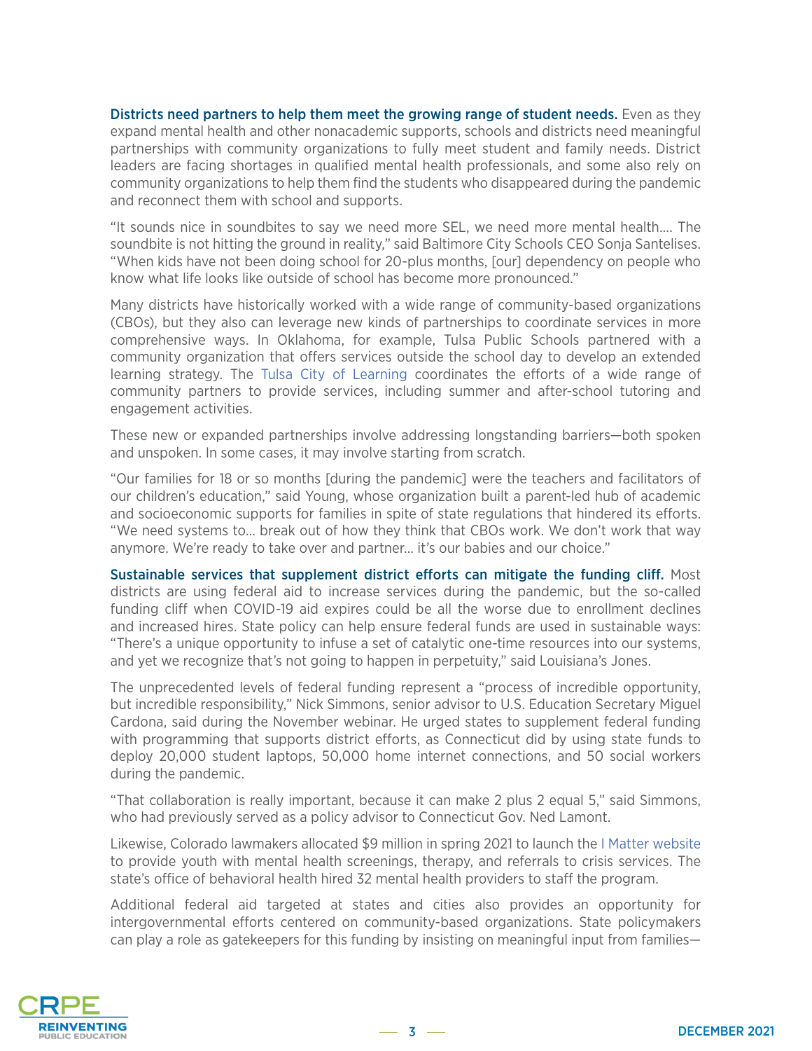**Districts need partners to help them meet the growing range of student needs.** Even as they expand mental health and other nonacademic supports, schools and districts need meaningful partnerships with community organizations to fully meet student and family needs. District leaders are facing shortages in qualified mental health professionals, and some also rely on community organizations to help them find the students who disappeared during the pandemic and reconnect them with school and supports.

"It sounds nice in soundbites to say we need more SEL, we need more mental health.... The soundbite is not hitting the ground in reality," said Baltimore City Schools CEO Sonja Santelises. "When kids have not been doing school for 20-plus months, [our] dependency on people who know what life looks like outside of school has become more pronounced."

Many districts have historically worked with a wide range of community-based organizations (CBOs), but they also can leverage new kinds of partnerships to coordinate services in more comprehensive ways. In Oklahoma, for example, Tulsa Public Schools partnered with a community organization that offers services outside the school day to develop an extended learning strategy. The Tulsa City of Learning coordinates the efforts of a wide range of community partners to provide services, including summer and after-school tutoring and engagement activities.

These new or expanded partnerships involve addressing longstanding barriers—both spoken and unspoken. In some cases, it may involve starting from scratch.

"Our families for 18 or so months [during the pandemic] were the teachers and facilitators of our children's education," said Young, whose organization built a parent-led hub of academic and socioeconomic supports for families in spite of state regulations that hindered its efforts. "We need systems to... break out of how they think that CBOs work. We don't work that way anymore. We're ready to take over and partner... it's our babies and our choice."

**Sustainable services that supplement district efforts can mitigate the funding cliff.** Most districts are using federal aid to increase services during the pandemic, but the so-called funding cliff when COVID-19 aid expires could be all the worse due to enrollment declines and increased hires. State policy can help ensure federal funds are used in sustainable ways: "There's a unique opportunity to infuse a set of catalytic one-time resources into our systems, and yet we recognize that's not going to happen in perpetuity," said Louisiana's Jones.

The unprecedented levels of federal funding represent a "process of incredible opportunity, but incredible responsibility," Nick Simmons, senior advisor to U.S. Education Secretary Miguel Cardona, said during the November webinar. He urged states to supplement federal funding with programming that supports district efforts, as Connecticut did by using state funds to deploy 20,000 student laptops, 50,000 home internet connections, and 50 social workers during the pandemic.

"That collaboration is really important, because it can make 2 plus 2 equal 5," said Simmons, who had previously served as a policy advisor to Connecticut Gov. Ned Lamont.

Likewise, Colorado lawmakers allocated $9 million in spring 2021 to launch the I Matter website to provide youth with mental health screenings, therapy, and referrals to crisis services. The state's office of behavioral health hired 32 mental health providers to staff the program.

Additional federal aid targeted at states and cities also provides an opportunity for intergovernmental efforts centered on community-based organizations. State policymakers can play a role as gatekeepers for this funding by insisting on meaningful input from families—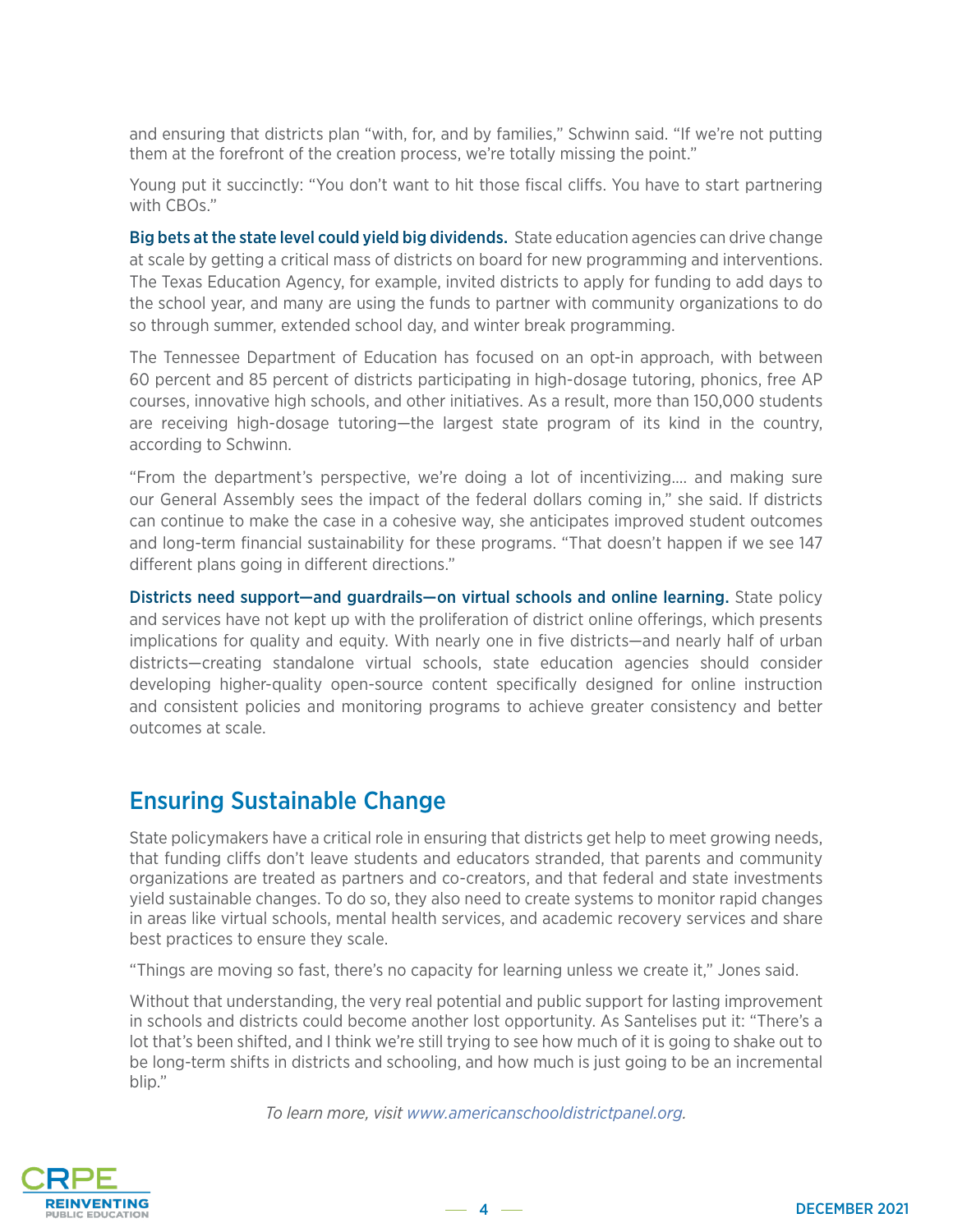and ensuring that districts plan "with, for, and by families," Schwinn said. "If we're not putting them at the forefront of the creation process, we're totally missing the point."

Young put it succinctly: "You don't want to hit those fiscal cliffs. You have to start partnering with CBOs."

**Big bets at the state level could yield big dividends.** State education agencies can drive change at scale by getting a critical mass of districts on board for new programming and interventions. The Texas Education Agency, for example, invited districts to apply for funding to add days to the school year, and many are using the funds to partner with community organizations to do so through summer, extended school day, and winter break programming.

The Tennessee Department of Education has focused on an opt-in approach, with between 60 percent and 85 percent of districts participating in high-dosage tutoring, phonics, free AP courses, innovative high schools, and other initiatives. As a result, more than 150,000 students are receiving high-dosage tutoring—the largest state program of its kind in the country, according to Schwinn.

"From the department's perspective, we're doing a lot of incentivizing.... and making sure our General Assembly sees the impact of the federal dollars coming in," she said. If districts can continue to make the case in a cohesive way, she anticipates improved student outcomes and long-term financial sustainability for these programs. "That doesn't happen if we see 147 different plans going in different directions."

**Districts need support—and guardrails—on virtual schools and online learning.** State policy and services have not kept up with the proliferation of district online offerings, which presents implications for quality and equity. With nearly one in five districts—and nearly half of urban districts—creating standalone virtual schools, state education agencies should consider developing higher-quality open-source content specifically designed for online instruction and consistent policies and monitoring programs to achieve greater consistency and better outcomes at scale.

## Ensuring Sustainable Change

State policymakers have a critical role in ensuring that districts get help to meet growing needs, that funding cliffs don't leave students and educators stranded, that parents and community organizations are treated as partners and co-creators, and that federal and state investments yield sustainable changes. To do so, they also need to create systems to monitor rapid changes in areas like virtual schools, mental health services, and academic recovery services and share best practices to ensure they scale.

"Things are moving so fast, there's no capacity for learning unless we create it," Jones said.

Without that understanding, the very real potential and public support for lasting improvement in schools and districts could become another lost opportunity. As Santelises put it: "There's a lot that's been shifted, and I think we're still trying to see how much of it is going to shake out to be long-term shifts in districts and schooling, and how much is just going to be an incremental blip."

*To learn more, visit www.americanschooldistrictpanel.org.*